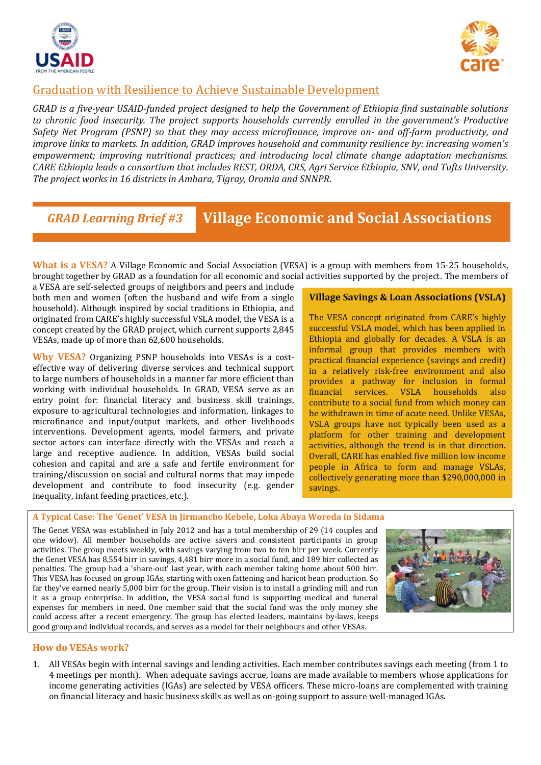## Graduation with Resilience to Achieve Sustainable Development

*GRAD is a five-year USAID-funded project designed to help the Government of Ethiopia find sustainable solutions to chronic food insecurity. The project supports households currently enrolled in the government's Productive Safety Net Program (PSNP) so that they may access microfinance, improve on- and off-farm productivity, and improve links to markets. In addition, GRAD improves household and community resilience by: increasing women's empowerment; improving nutritional practices; and introducing local climate change adaptation mechanisms. CARE Ethiopia leads a consortium that includes REST, ORDA, CRS, Agri Service Ethiopia, SNV, and Tufts University. The project works in 16 districts in Amhara, Tigray, Oromia and SNNPR.*

# *GRAD Learning Brief #3* Village Economic and Social Associations

**What is a VESA?** A Village Economic and Social Association (VESA) is a group with members from 15-25 households, brought together by GRAD as a foundation for all economic and social activities supported by the project. The members of a VESA are self-selected groups of neighbors and peers and include both men and women (often the husband and wife from a single household). Although inspired by social traditions in Ethiopia, and originated from CARE's highly successful VSLA model, the VESA is a concept created by the GRAD project, which current supports 2,845 VESAs, made up of more than 62,600 households.

**Why VESA?** Organizing PSNP households into VESAs is a cost-effective way of delivering diverse services and technical support to large numbers of households in a manner far more efficient than working with individual households. In GRAD, VESA serve as an entry point for: financial literacy and business skill trainings, exposure to agricultural technologies and information, linkages to microfinance and input/output markets, and other livelihoods interventions. Development agents, model farmers, and private sector actors can interface directly with the VESAs and reach a large and receptive audience. In addition, VESAs build social cohesion and capital and are a safe and fertile environment for training/discussion on social and cultural norms that may impede development and contribute to food insecurity (e.g. gender inequality, infant feeding practices, etc.).

### Village Savings & Loan Associations (VSLA)

The VESA concept originated from CARE's highly successful VSLA model, which has been applied in Ethiopia and globally for decades. A VSLA is an informal group that provides members with practical financial experience (savings and credit) in a relatively risk-free environment and also provides a pathway for inclusion in formal financial services. VSLA households also contribute to a social fund from which money can be withdrawn in time of acute need. Unlike VESAs, VSLA groups have not typically been used as a platform for other training and development activities, although the trend is in that direction. Overall, CARE has enabled five million low income people in Africa to form and manage VSLAs, collectively generating more than $290,000,000 in savings.

### A Typical Case: The 'Genet' VESA in Jirmancho Kebele, Loka Abaya Woreda in Sidama

The Genet VESA was established in July 2012 and has a total membership of 29 (14 couples and one widow). All member households are active savers and consistent participants in group activities. The group meets weekly, with savings varying from two to ten birr per week. Currently the Genet VESA has 8,554 birr in savings, 4,481 birr more in a social fund, and 189 birr collected as penalties. The group had a 'share-out' last year, with each member taking home about 500 birr. This VESA has focused on group IGAs, starting with oxen fattening and haricot bean production. So far they've earned nearly 5,000 birr for the group. Their vision is to install a grinding mill and run it as a group enterprise. In addition, the VESA social fund is supporting medical and funeral expenses for members in need. One member said that the social fund was the only money she could access after a recent emergency. The group has elected leaders, maintains by-laws, keeps good group and individual records, and serves as a model for their neighbours and other VESAs.

## How do VESAs work?

1. All VESAs begin with internal savings and lending activities. Each member contributes savings each meeting (from 1 to 4 meetings per month). When adequate savings accrue, loans are made available to members whose applications for income generating activities (IGAs) are selected by VESA officers. These micro-loans are complemented with training on financial literacy and basic business skills as well as on-going support to assure well-managed IGAs.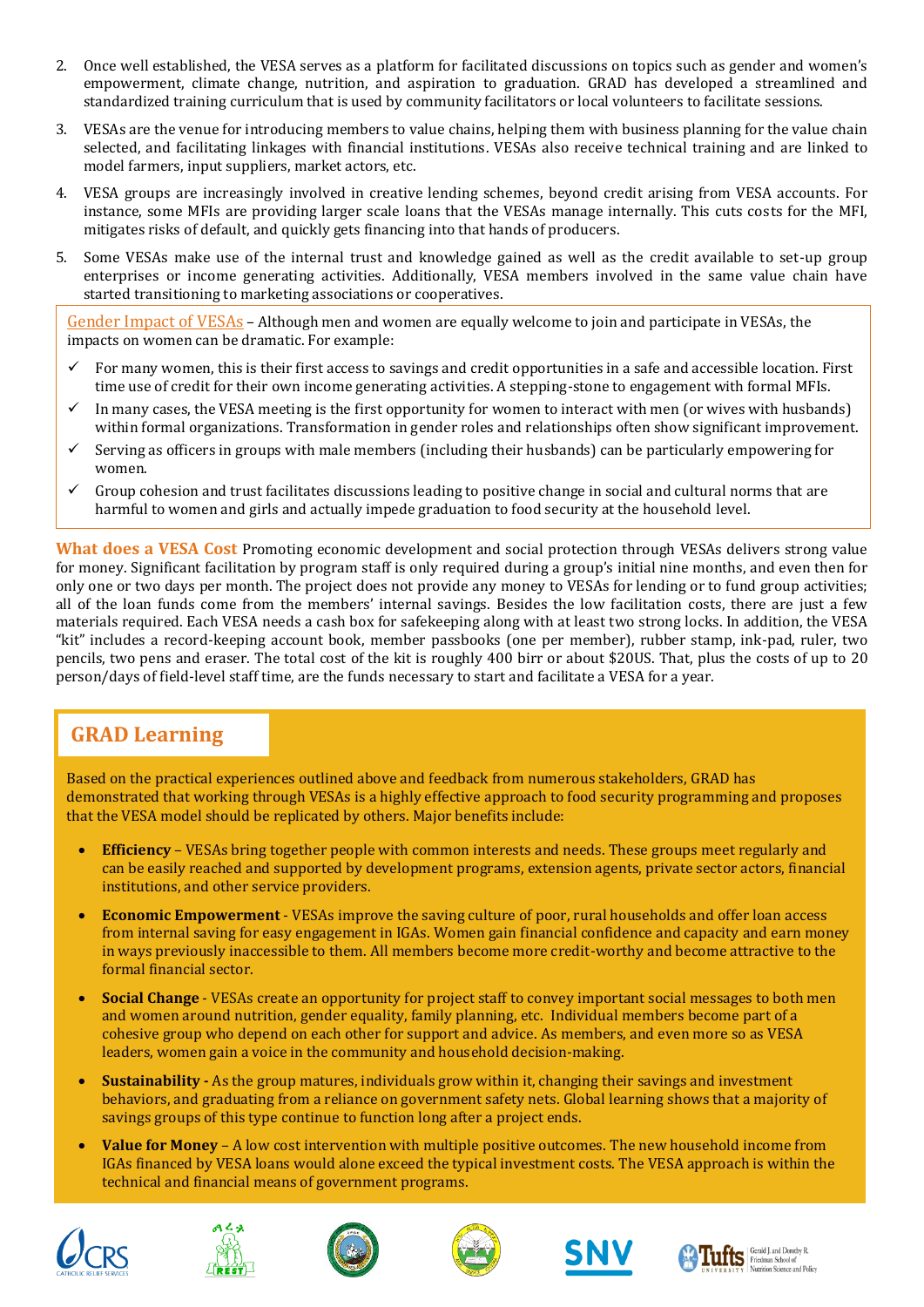2. Once well established, the VESA serves as a platform for facilitated discussions on topics such as gender and women's empowerment, climate change, nutrition, and aspiration to graduation. GRAD has developed a streamlined and standardized training curriculum that is used by community facilitators or local volunteers to facilitate sessions.
3. VESAs are the venue for introducing members to value chains, helping them with business planning for the value chain selected, and facilitating linkages with financial institutions. VESAs also receive technical training and are linked to model farmers, input suppliers, market actors, etc.
4. VESA groups are increasingly involved in creative lending schemes, beyond credit arising from VESA accounts. For instance, some MFIs are providing larger scale loans that the VESAs manage internally. This cuts costs for the MFI, mitigates risks of default, and quickly gets financing into that hands of producers.
5. Some VESAs make use of the internal trust and knowledge gained as well as the credit available to set-up group enterprises or income generating activities. Additionally, VESA members involved in the same value chain have started transitioning to marketing associations or cooperatives.

Gender Impact of VESAs – Although men and women are equally welcome to join and participate in VESAs, the impacts on women can be dramatic. For example:

- ✓ For many women, this is their first access to savings and credit opportunities in a safe and accessible location. First time use of credit for their own income generating activities. A stepping-stone to engagement with formal MFIs.
- ✓ In many cases, the VESA meeting is the first opportunity for women to interact with men (or wives with husbands) within formal organizations. Transformation in gender roles and relationships often show significant improvement.
- ✓ Serving as officers in groups with male members (including their husbands) can be particularly empowering for women.
- ✓ Group cohesion and trust facilitates discussions leading to positive change in social and cultural norms that are harmful to women and girls and actually impede graduation to food security at the household level.

**What does a VESA Cost** Promoting economic development and social protection through VESAs delivers strong value for money. Significant facilitation by program staff is only required during a group's initial nine months, and even then for only one or two days per month. The project does not provide any money to VESAs for lending or to fund group activities; all of the loan funds come from the members' internal savings. Besides the low facilitation costs, there are just a few materials required. Each VESA needs a cash box for safekeeping along with at least two strong locks. In addition, the VESA "kit" includes a record-keeping account book, member passbooks (one per member), rubber stamp, ink-pad, ruler, two pencils, two pens and eraser. The total cost of the kit is roughly 400 birr or about $20US. That, plus the costs of up to 20 person/days of field-level staff time, are the funds necessary to start and facilitate a VESA for a year.

## GRAD Learning

Based on the practical experiences outlined above and feedback from numerous stakeholders, GRAD has demonstrated that working through VESAs is a highly effective approach to food security programming and proposes that the VESA model should be replicated by others. Major benefits include:

- **Efficiency** – VESAs bring together people with common interests and needs. These groups meet regularly and can be easily reached and supported by development programs, extension agents, private sector actors, financial institutions, and other service providers.
- **Economic Empowerment** - VESAs improve the saving culture of poor, rural households and offer loan access from internal saving for easy engagement in IGAs. Women gain financial confidence and capacity and earn money in ways previously inaccessible to them. All members become more credit-worthy and become attractive to the formal financial sector.
- **Social Change** - VESAs create an opportunity for project staff to convey important social messages to both men and women around nutrition, gender equality, family planning, etc. Individual members become part of a cohesive group who depend on each other for support and advice. As members, and even more so as VESA leaders, women gain a voice in the community and household decision-making.
- **Sustainability -** As the group matures, individuals grow within it, changing their savings and investment behaviors, and graduating from a reliance on government safety nets. Global learning shows that a majority of savings groups of this type continue to function long after a project ends.
- **Value for Money** – A low cost intervention with multiple positive outcomes. The new household income from IGAs financed by VESA loans would alone exceed the typical investment costs. The VESA approach is within the technical and financial means of government programs.